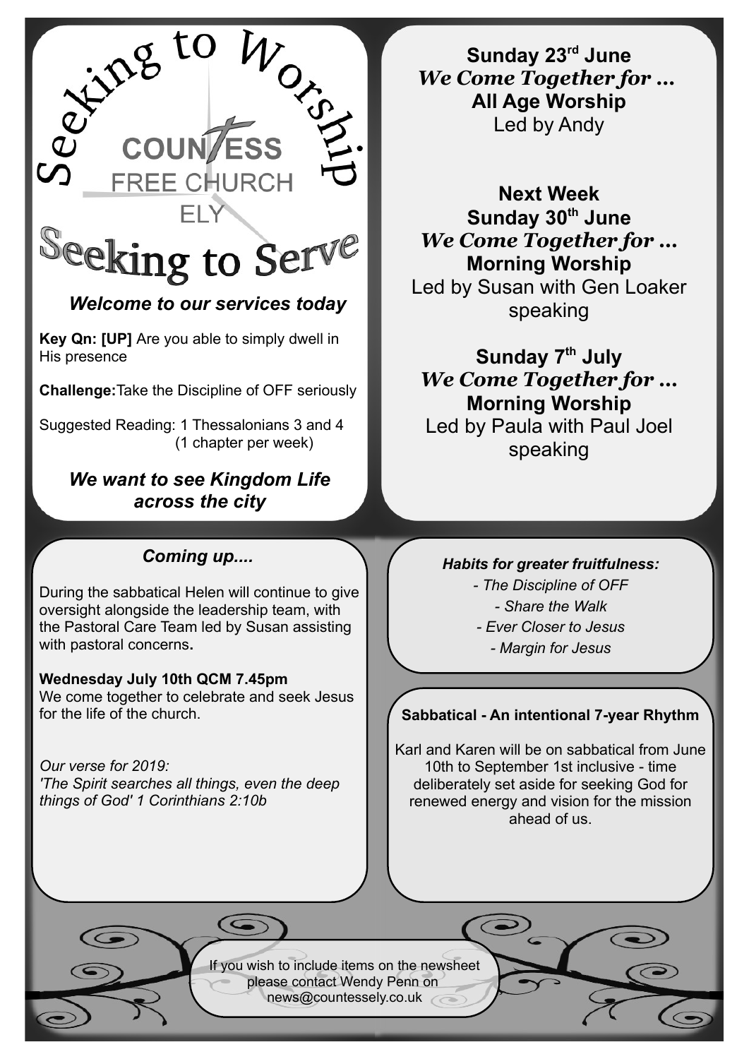# Seeking to Worship

**COUNTESS FREE CHURCH ELY**

# Seeking to Serve

### *Welcome to our services today*

**Key Qn: [UP]** Are you able to simply dwell in His presence

**Challenge:** Take the Discipline of OFF seriously

Suggested Reading: 1 Thessalonians 3 and 4 (1 chapter per week)

### *We want to see Kingdom Life across the city*

**Sunday 23rd June**
***We Come Together for ...***
**All Age Worship**
Led by Andy

**Next Week**
**Sunday 30th June**
***We Come Together for ...***
**Morning Worship**
Led by Susan with Gen Loaker speaking

**Sunday 7th July**
***We Come Together for ...***
**Morning Worship**
Led by Paula with Paul Joel speaking

### *Coming up....*

During the sabbatical Helen will continue to give oversight alongside the leadership team, with the Pastoral Care Team led by Susan assisting with pastoral concerns**.**

**Wednesday July 10th QCM 7.45pm**
We come together to celebrate and seek Jesus for the life of the church.

*Our verse for 2019:*
*'The Spirit searches all things, even the deep things of God' 1 Corinthians 2:10b*

***Habits for greater fruitfulness:***

- *The Discipline of OFF*
- *Share the Walk*
- *Ever Closer to Jesus*
- *Margin for Jesus*

**Sabbatical - An intentional 7-year Rhythm**

Karl and Karen will be on sabbatical from June 10th to September 1st inclusive - time deliberately set aside for seeking God for renewed energy and vision for the mission ahead of us.

If you wish to include items on the newsheet please contact Wendy Penn on news@countessely.co.uk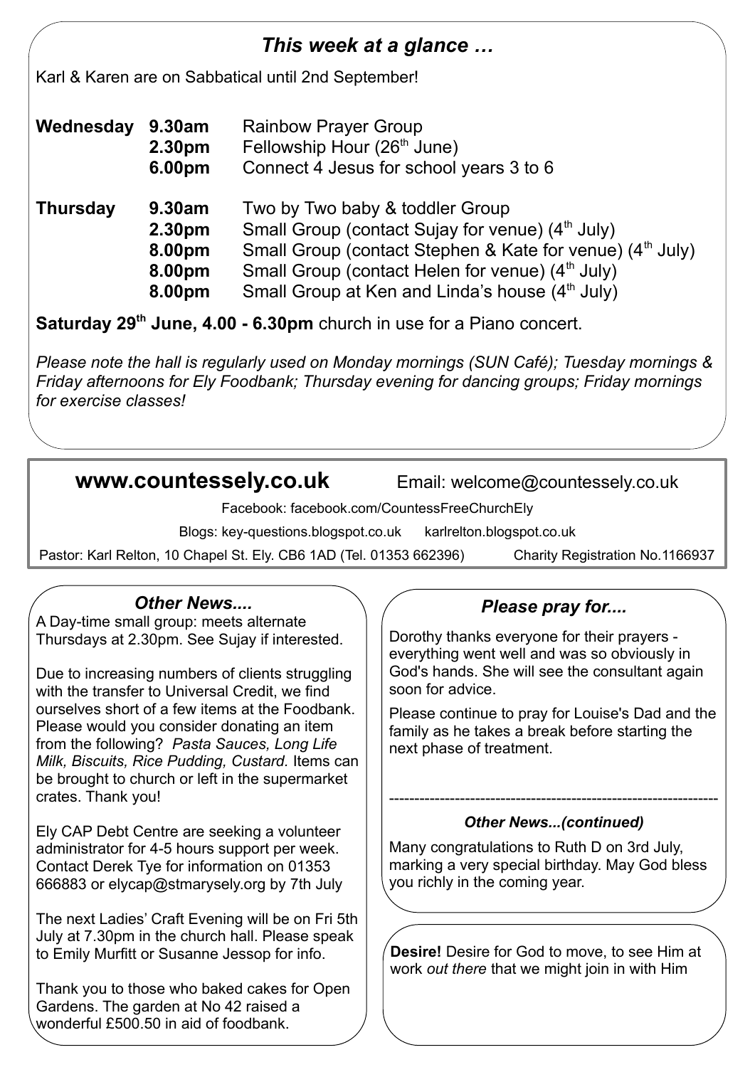## *This week at a glance …*

Karl & Karen are on Sabbatical until 2nd September!

| | | |
|---|---|---|
| **Wednesday** | **9.30am** | Rainbow Prayer Group |
| | **2.30pm** | Fellowship Hour (26th June) |
| | **6.00pm** | Connect 4 Jesus for school years 3 to 6 |
| **Thursday** | **9.30am** | Two by Two baby & toddler Group |
| | **2.30pm** | Small Group (contact Sujay for venue) (4th July) |
| | **8.00pm** | Small Group (contact Stephen & Kate for venue) (4th July) |
| | **8.00pm** | Small Group (contact Helen for venue) (4th July) |
| | **8.00pm** | Small Group at Ken and Linda's house (4th July) |

**Saturday 29th June, 4.00 - 6.30pm** church in use for a Piano concert.

*Please note the hall is regularly used on Monday mornings (SUN Café); Tuesday mornings & Friday afternoons for Ely Foodbank; Thursday evening for dancing groups; Friday mornings for exercise classes!*

**www.countessely.co.uk** Email: welcome@countessely.co.uk

Facebook: facebook.com/CountessFreeChurchEly

Blogs: key-questions.blogspot.co.uk karlrelton.blogspot.co.uk

Pastor: Karl Relton, 10 Chapel St. Ely. CB6 1AD (Tel. 01353 662396) Charity Registration No.1166937

## *Other News....*

A Day-time small group: meets alternate Thursdays at 2.30pm. See Sujay if interested.

Due to increasing numbers of clients struggling with the transfer to Universal Credit, we find ourselves short of a few items at the Foodbank. Please would you consider donating an item from the following? *Pasta Sauces, Long Life Milk, Biscuits, Rice Pudding, Custard*. Items can be brought to church or left in the supermarket crates. Thank you!

Ely CAP Debt Centre are seeking a volunteer administrator for 4-5 hours support per week. Contact Derek Tye for information on 01353 666883 or elycap@stmarysely.org by 7th July

The next Ladies' Craft Evening will be on Fri 5th July at 7.30pm in the church hall. Please speak to Emily Murfitt or Susanne Jessop for info.

Thank you to those who baked cakes for Open Gardens. The garden at No 42 raised a wonderful £500.50 in aid of foodbank.

## *Please pray for....*

Dorothy thanks everyone for their prayers - everything went well and was so obviously in God's hands. She will see the consultant again soon for advice.

Please continue to pray for Louise's Dad and the family as he takes a break before starting the next phase of treatment.

---

### *Other News...(continued)*

Many congratulations to Ruth D on 3rd July, marking a very special birthday. May God bless you richly in the coming year.

**Desire!** Desire for God to move, to see Him at work *out there* that we might join in with Him